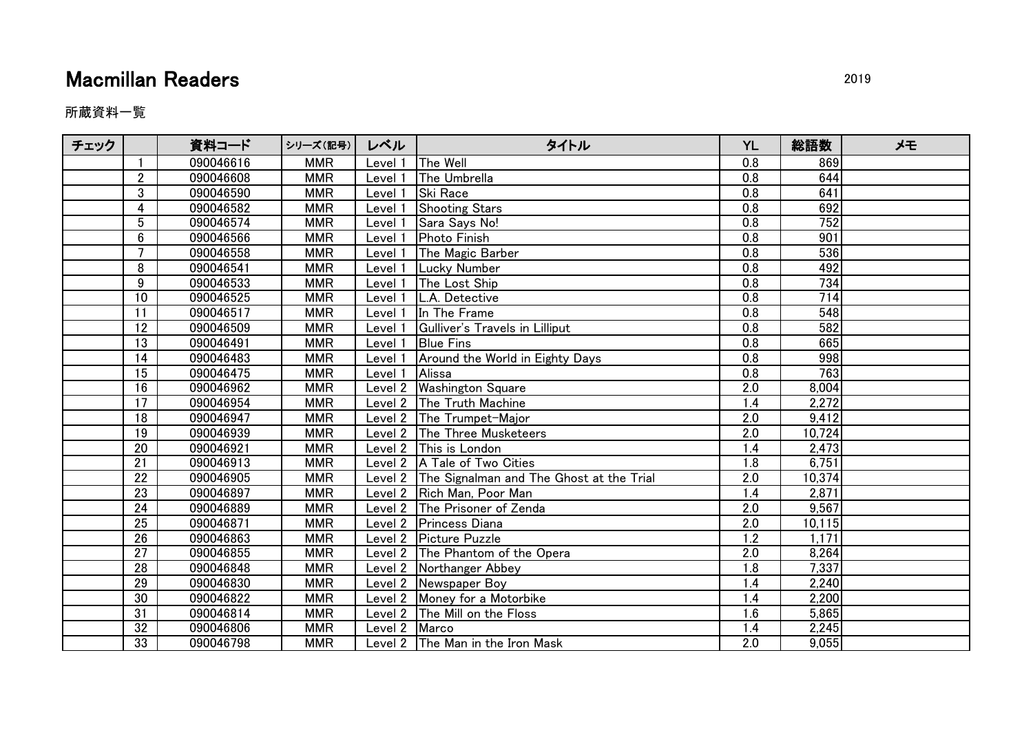# Macmillan Readers

2019

所蔵資料一覧

| チェック | | 資料コード | シリーズ(記号) | レベル | タイトル | YL | 総語数 | メモ |
|---|---|---|---|---|---|---|---|---|
| | 1 | 090046616 | MMR | Level 1 | The Well | 0.8 | 869 | |
| | 2 | 090046608 | MMR | Level 1 | The Umbrella | 0.8 | 644 | |
| | 3 | 090046590 | MMR | Level 1 | Ski Race | 0.8 | 641 | |
| | 4 | 090046582 | MMR | Level 1 | Shooting Stars | 0.8 | 692 | |
| | 5 | 090046574 | MMR | Level 1 | Sara Says No! | 0.8 | 752 | |
| | 6 | 090046566 | MMR | Level 1 | Photo Finish | 0.8 | 901 | |
| | 7 | 090046558 | MMR | Level 1 | The Magic Barber | 0.8 | 536 | |
| | 8 | 090046541 | MMR | Level 1 | Lucky Number | 0.8 | 492 | |
| | 9 | 090046533 | MMR | Level 1 | The Lost Ship | 0.8 | 734 | |
| | 10 | 090046525 | MMR | Level 1 | L.A. Detective | 0.8 | 714 | |
| | 11 | 090046517 | MMR | Level 1 | In The Frame | 0.8 | 548 | |
| | 12 | 090046509 | MMR | Level 1 | Gulliver's Travels in Lilliput | 0.8 | 582 | |
| | 13 | 090046491 | MMR | Level 1 | Blue Fins | 0.8 | 665 | |
| | 14 | 090046483 | MMR | Level 1 | Around the World in Eighty Days | 0.8 | 998 | |
| | 15 | 090046475 | MMR | Level 1 | Alissa | 0.8 | 763 | |
| | 16 | 090046962 | MMR | Level 2 | Washington Square | 2.0 | 8,004 | |
| | 17 | 090046954 | MMR | Level 2 | The Truth Machine | 1.4 | 2,272 | |
| | 18 | 090046947 | MMR | Level 2 | The Trumpet-Major | 2.0 | 9,412 | |
| | 19 | 090046939 | MMR | Level 2 | The Three Musketeers | 2.0 | 10,724 | |
| | 20 | 090046921 | MMR | Level 2 | This is London | 1.4 | 2,473 | |
| | 21 | 090046913 | MMR | Level 2 | A Tale of Two Cities | 1.8 | 6,751 | |
| | 22 | 090046905 | MMR | Level 2 | The Signalman and The Ghost at the Trial | 2.0 | 10,374 | |
| | 23 | 090046897 | MMR | Level 2 | Rich Man, Poor Man | 1.4 | 2,871 | |
| | 24 | 090046889 | MMR | Level 2 | The Prisoner of Zenda | 2.0 | 9,567 | |
| | 25 | 090046871 | MMR | Level 2 | Princess Diana | 2.0 | 10,115 | |
| | 26 | 090046863 | MMR | Level 2 | Picture Puzzle | 1.2 | 1,171 | |
| | 27 | 090046855 | MMR | Level 2 | The Phantom of the Opera | 2.0 | 8,264 | |
| | 28 | 090046848 | MMR | Level 2 | Northanger Abbey | 1.8 | 7,337 | |
| | 29 | 090046830 | MMR | Level 2 | Newspaper Boy | 1.4 | 2,240 | |
| | 30 | 090046822 | MMR | Level 2 | Money for a Motorbike | 1.4 | 2,200 | |
| | 31 | 090046814 | MMR | Level 2 | The Mill on the Floss | 1.6 | 5,865 | |
| | 32 | 090046806 | MMR | Level 2 | Marco | 1.4 | 2,245 | |
| | 33 | 090046798 | MMR | Level 2 | The Man in the Iron Mask | 2.0 | 9,055 | |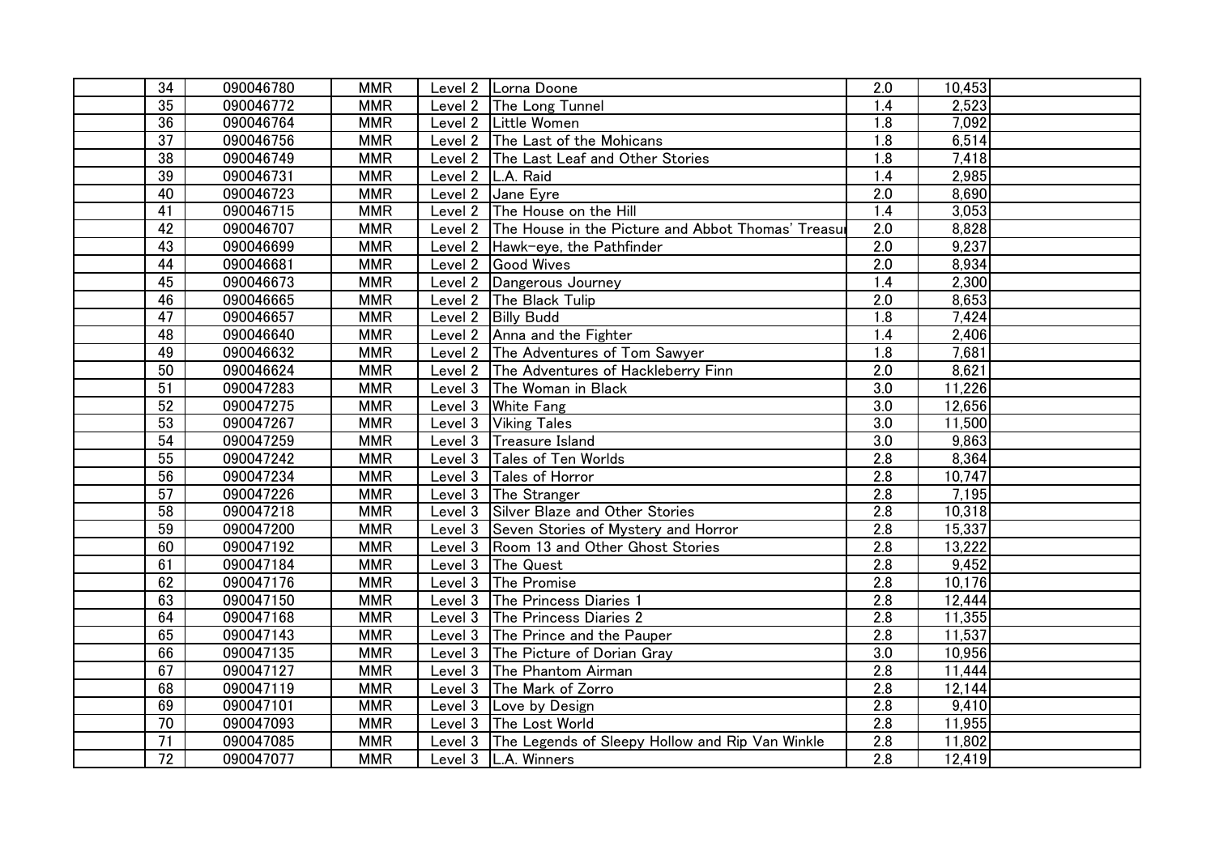| | | | | | | | |
|---|---|---|---|---|---|---|---|
| | 34 | 090046780 | MMR | Level 2 | Lorna Doone | 2.0 | 10,453 |
| | 35 | 090046772 | MMR | Level 2 | The Long Tunnel | 1.4 | 2,523 |
| | 36 | 090046764 | MMR | Level 2 | Little Women | 1.8 | 7,092 |
| | 37 | 090046756 | MMR | Level 2 | The Last of the Mohicans | 1.8 | 6,514 |
| | 38 | 090046749 | MMR | Level 2 | The Last Leaf and Other Stories | 1.8 | 7,418 |
| | 39 | 090046731 | MMR | Level 2 | L.A. Raid | 1.4 | 2,985 |
| | 40 | 090046723 | MMR | Level 2 | Jane Eyre | 2.0 | 8,690 |
| | 41 | 090046715 | MMR | Level 2 | The House on the Hill | 1.4 | 3,053 |
| | 42 | 090046707 | MMR | Level 2 | The House in the Picture and Abbot Thomas' Treasu | 2.0 | 8,828 |
| | 43 | 090046699 | MMR | Level 2 | Hawk-eye, the Pathfinder | 2.0 | 9,237 |
| | 44 | 090046681 | MMR | Level 2 | Good Wives | 2.0 | 8,934 |
| | 45 | 090046673 | MMR | Level 2 | Dangerous Journey | 1.4 | 2,300 |
| | 46 | 090046665 | MMR | Level 2 | The Black Tulip | 2.0 | 8,653 |
| | 47 | 090046657 | MMR | Level 2 | Billy Budd | 1.8 | 7,424 |
| | 48 | 090046640 | MMR | Level 2 | Anna and the Fighter | 1.4 | 2,406 |
| | 49 | 090046632 | MMR | Level 2 | The Adventures of Tom Sawyer | 1.8 | 7,681 |
| | 50 | 090046624 | MMR | Level 2 | The Adventures of Hackleberry Finn | 2.0 | 8,621 |
| | 51 | 090047283 | MMR | Level 3 | The Woman in Black | 3.0 | 11,226 |
| | 52 | 090047275 | MMR | Level 3 | White Fang | 3.0 | 12,656 |
| | 53 | 090047267 | MMR | Level 3 | Viking Tales | 3.0 | 11,500 |
| | 54 | 090047259 | MMR | Level 3 | Treasure Island | 3.0 | 9,863 |
| | 55 | 090047242 | MMR | Level 3 | Tales of Ten Worlds | 2.8 | 8,364 |
| | 56 | 090047234 | MMR | Level 3 | Tales of Horror | 2.8 | 10,747 |
| | 57 | 090047226 | MMR | Level 3 | The Stranger | 2.8 | 7,195 |
| | 58 | 090047218 | MMR | Level 3 | Silver Blaze and Other Stories | 2.8 | 10,318 |
| | 59 | 090047200 | MMR | Level 3 | Seven Stories of Mystery and Horror | 2.8 | 15,337 |
| | 60 | 090047192 | MMR | Level 3 | Room 13 and Other Ghost Stories | 2.8 | 13,222 |
| | 61 | 090047184 | MMR | Level 3 | The Quest | 2.8 | 9,452 |
| | 62 | 090047176 | MMR | Level 3 | The Promise | 2.8 | 10,176 |
| | 63 | 090047150 | MMR | Level 3 | The Princess Diaries 1 | 2.8 | 12,444 |
| | 64 | 090047168 | MMR | Level 3 | The Princess Diaries 2 | 2.8 | 11,355 |
| | 65 | 090047143 | MMR | Level 3 | The Prince and the Pauper | 2.8 | 11,537 |
| | 66 | 090047135 | MMR | Level 3 | The Picture of Dorian Gray | 3.0 | 10,956 |
| | 67 | 090047127 | MMR | Level 3 | The Phantom Airman | 2.8 | 11,444 |
| | 68 | 090047119 | MMR | Level 3 | The Mark of Zorro | 2.8 | 12,144 |
| | 69 | 090047101 | MMR | Level 3 | Love by Design | 2.8 | 9,410 |
| | 70 | 090047093 | MMR | Level 3 | The Lost World | 2.8 | 11,955 |
| | 71 | 090047085 | MMR | Level 3 | The Legends of Sleepy Hollow and Rip Van Winkle | 2.8 | 11,802 |
| | 72 | 090047077 | MMR | Level 3 | L.A. Winners | 2.8 | 12,419 |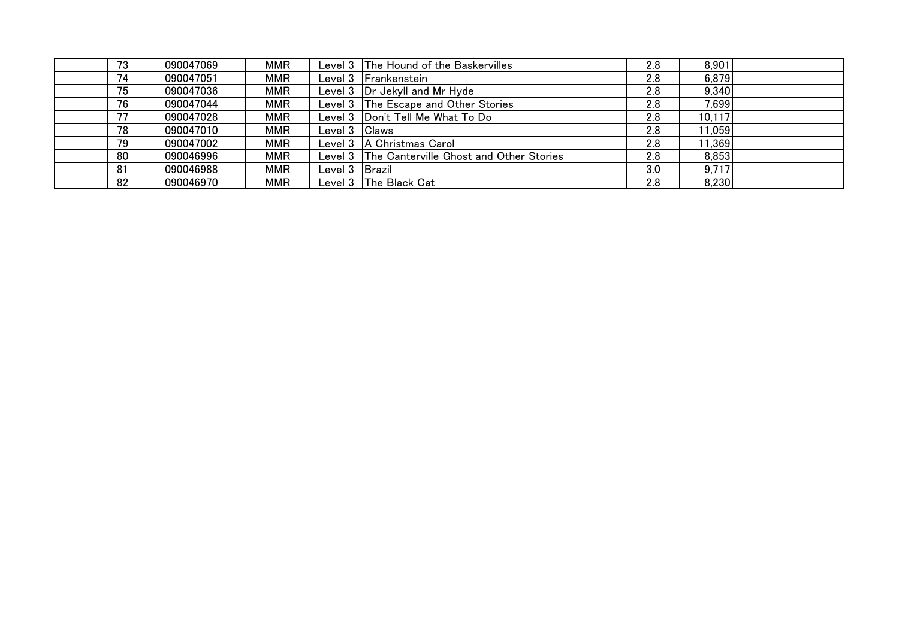| | | | | | | | | |
|---|---|---|---|---|---|---|---|---|
| | 73 | 090047069 | MMR | Level 3 | The Hound of the Baskervilles | 2.8 | 8,901 | |
| | 74 | 090047051 | MMR | Level 3 | Frankenstein | 2.8 | 6,879 | |
| | 75 | 090047036 | MMR | Level 3 | Dr Jekyll and Mr Hyde | 2.8 | 9,340 | |
| | 76 | 090047044 | MMR | Level 3 | The Escape and Other Stories | 2.8 | 7,699 | |
| | 77 | 090047028 | MMR | Level 3 | Don't Tell Me What To Do | 2.8 | 10,117 | |
| | 78 | 090047010 | MMR | Level 3 | Claws | 2.8 | 11,059 | |
| | 79 | 090047002 | MMR | Level 3 | A Christmas Carol | 2.8 | 11,369 | |
| | 80 | 090046996 | MMR | Level 3 | The Canterville Ghost and Other Stories | 2.8 | 8,853 | |
| | 81 | 090046988 | MMR | Level 3 | Brazil | 3.0 | 9,717 | |
| | 82 | 090046970 | MMR | Level 3 | The Black Cat | 2.8 | 8,230 | |